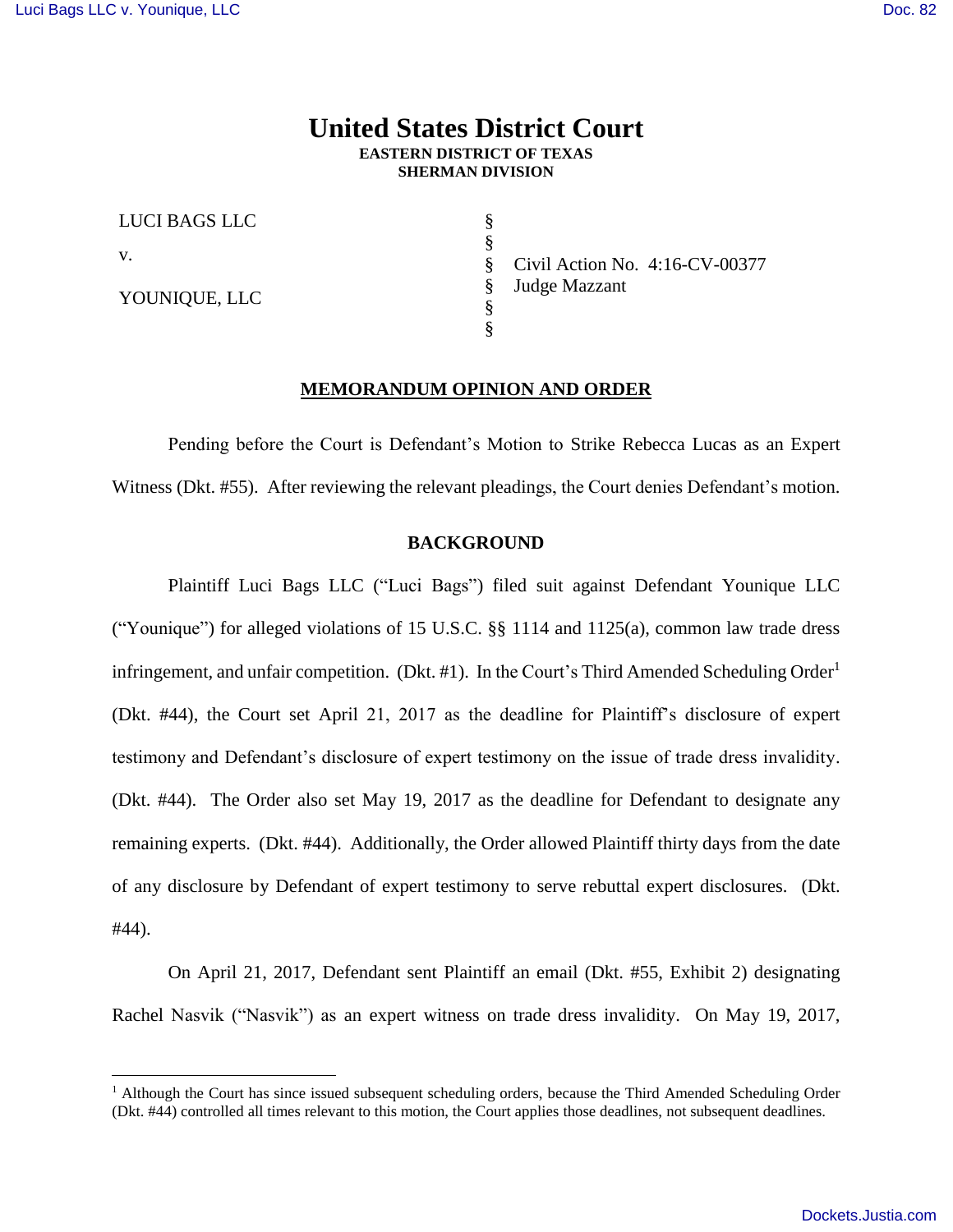# United States District Court

**EASTERN DISTRICT OF TEXAS**
**SHERMAN DIVISION**

| | | |
|---|---|---|
| LUCI BAGS LLC | § | |
| | § | |
| v. | § | Civil Action No. 4:16-CV-00377 |
| | § | Judge Mazzant |
| YOUNIQUE, LLC | § | |
| | § | |

## MEMORANDUM OPINION AND ORDER

Pending before the Court is Defendant's Motion to Strike Rebecca Lucas as an Expert Witness (Dkt. #55). After reviewing the relevant pleadings, the Court denies Defendant's motion.

### BACKGROUND

Plaintiff Luci Bags LLC ("Luci Bags") filed suit against Defendant Younique LLC ("Younique") for alleged violations of 15 U.S.C. §§ 1114 and 1125(a), common law trade dress infringement, and unfair competition. (Dkt. #1). In the Court's Third Amended Scheduling Order[1] (Dkt. #44), the Court set April 21, 2017 as the deadline for Plaintiff's disclosure of expert testimony and Defendant's disclosure of expert testimony on the issue of trade dress invalidity. (Dkt. #44). The Order also set May 19, 2017 as the deadline for Defendant to designate any remaining experts. (Dkt. #44). Additionally, the Order allowed Plaintiff thirty days from the date of any disclosure by Defendant of expert testimony to serve rebuttal expert disclosures. (Dkt. #44).

On April 21, 2017, Defendant sent Plaintiff an email (Dkt. #55, Exhibit 2) designating Rachel Nasvik ("Nasvik") as an expert witness on trade dress invalidity. On May 19, 2017,

[1] Although the Court has since issued subsequent scheduling orders, because the Third Amended Scheduling Order (Dkt. #44) controlled all times relevant to this motion, the Court applies those deadlines, not subsequent deadlines.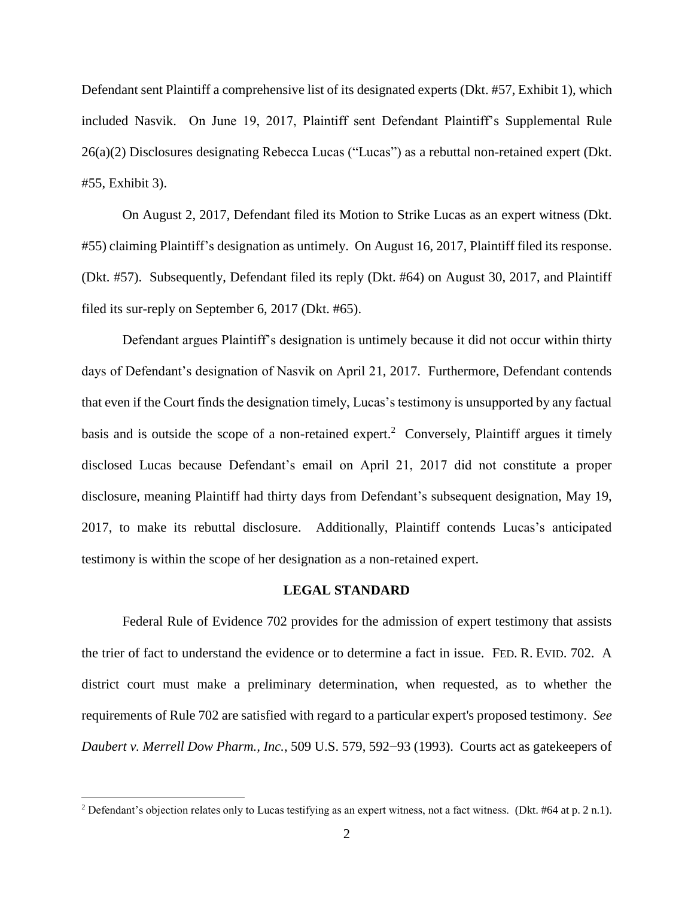Defendant sent Plaintiff a comprehensive list of its designated experts (Dkt. #57, Exhibit 1), which included Nasvik. On June 19, 2017, Plaintiff sent Defendant Plaintiff's Supplemental Rule 26(a)(2) Disclosures designating Rebecca Lucas ("Lucas") as a rebuttal non-retained expert (Dkt. #55, Exhibit 3).

On August 2, 2017, Defendant filed its Motion to Strike Lucas as an expert witness (Dkt. #55) claiming Plaintiff's designation as untimely. On August 16, 2017, Plaintiff filed its response. (Dkt. #57). Subsequently, Defendant filed its reply (Dkt. #64) on August 30, 2017, and Plaintiff filed its sur-reply on September 6, 2017 (Dkt. #65).

Defendant argues Plaintiff's designation is untimely because it did not occur within thirty days of Defendant's designation of Nasvik on April 21, 2017. Furthermore, Defendant contends that even if the Court finds the designation timely, Lucas's testimony is unsupported by any factual basis and is outside the scope of a non-retained expert.[2] Conversely, Plaintiff argues it timely disclosed Lucas because Defendant's email on April 21, 2017 did not constitute a proper disclosure, meaning Plaintiff had thirty days from Defendant's subsequent designation, May 19, 2017, to make its rebuttal disclosure. Additionally, Plaintiff contends Lucas's anticipated testimony is within the scope of her designation as a non-retained expert.

## LEGAL STANDARD

Federal Rule of Evidence 702 provides for the admission of expert testimony that assists the trier of fact to understand the evidence or to determine a fact in issue. FED. R. EVID. 702. A district court must make a preliminary determination, when requested, as to whether the requirements of Rule 702 are satisfied with regard to a particular expert's proposed testimony. *See Daubert v. Merrell Dow Pharm., Inc.*, 509 U.S. 579, 592−93 (1993). Courts act as gatekeepers of

[2] Defendant's objection relates only to Lucas testifying as an expert witness, not a fact witness. (Dkt. #64 at p. 2 n.1).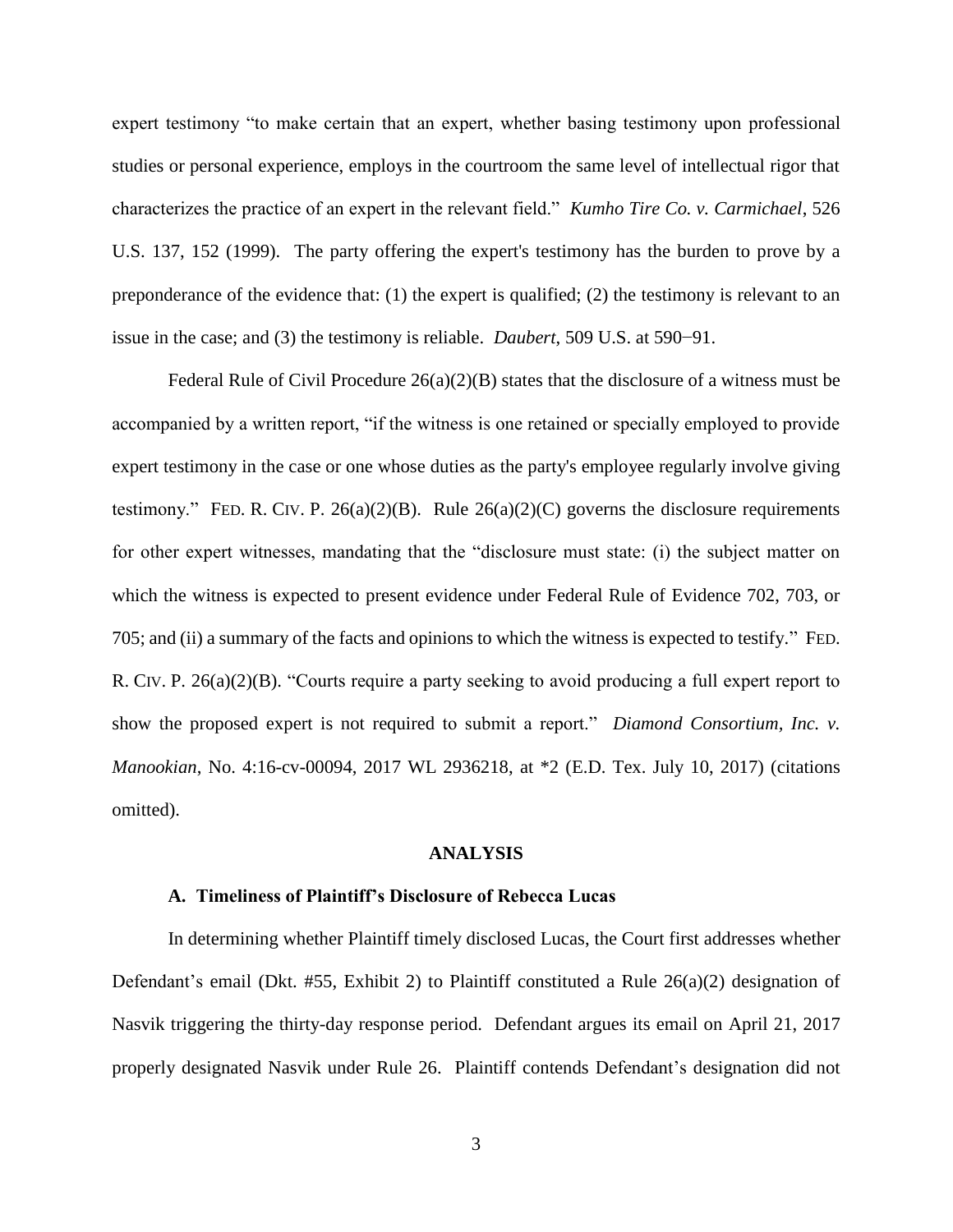expert testimony "to make certain that an expert, whether basing testimony upon professional studies or personal experience, employs in the courtroom the same level of intellectual rigor that characterizes the practice of an expert in the relevant field." *Kumho Tire Co. v. Carmichael*, 526 U.S. 137, 152 (1999). The party offering the expert's testimony has the burden to prove by a preponderance of the evidence that: (1) the expert is qualified; (2) the testimony is relevant to an issue in the case; and (3) the testimony is reliable. *Daubert*, 509 U.S. at 590−91.

Federal Rule of Civil Procedure 26(a)(2)(B) states that the disclosure of a witness must be accompanied by a written report, "if the witness is one retained or specially employed to provide expert testimony in the case or one whose duties as the party's employee regularly involve giving testimony." FED. R. CIV. P. 26(a)(2)(B). Rule 26(a)(2)(C) governs the disclosure requirements for other expert witnesses, mandating that the "disclosure must state: (i) the subject matter on which the witness is expected to present evidence under Federal Rule of Evidence 702, 703, or 705; and (ii) a summary of the facts and opinions to which the witness is expected to testify." FED. R. CIV. P. 26(a)(2)(B). "Courts require a party seeking to avoid producing a full expert report to show the proposed expert is not required to submit a report." *Diamond Consortium, Inc. v. Manookian*, No. 4:16-cv-00094, 2017 WL 2936218, at *2 (E.D. Tex. July 10, 2017) (citations omitted).

## ANALYSIS

### A. Timeliness of Plaintiff's Disclosure of Rebecca Lucas

In determining whether Plaintiff timely disclosed Lucas, the Court first addresses whether Defendant's email (Dkt. #55, Exhibit 2) to Plaintiff constituted a Rule 26(a)(2) designation of Nasvik triggering the thirty-day response period. Defendant argues its email on April 21, 2017 properly designated Nasvik under Rule 26. Plaintiff contends Defendant's designation did not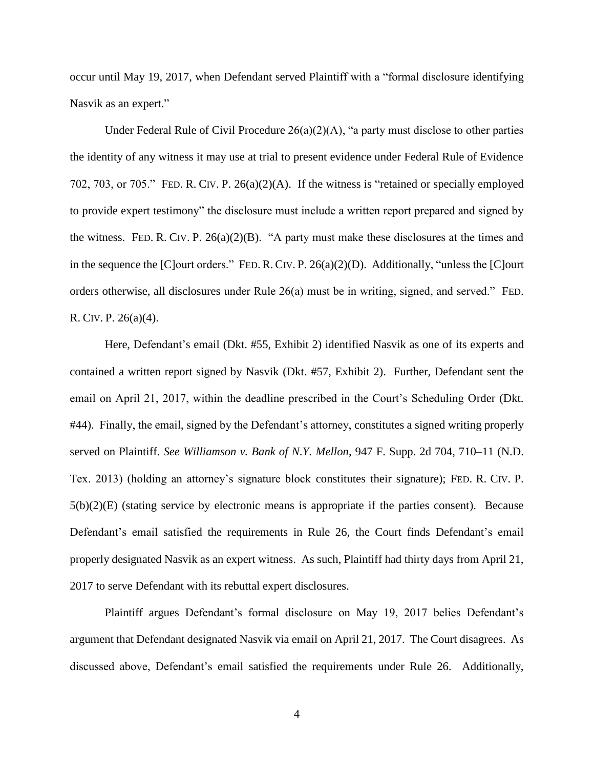occur until May 19, 2017, when Defendant served Plaintiff with a "formal disclosure identifying Nasvik as an expert."

Under Federal Rule of Civil Procedure 26(a)(2)(A), "a party must disclose to other parties the identity of any witness it may use at trial to present evidence under Federal Rule of Evidence 702, 703, or 705." FED. R. CIV. P. 26(a)(2)(A). If the witness is "retained or specially employed to provide expert testimony" the disclosure must include a written report prepared and signed by the witness. FED. R. CIV. P. 26(a)(2)(B). "A party must make these disclosures at the times and in the sequence the [C]ourt orders." FED. R. CIV. P. 26(a)(2)(D). Additionally, "unless the [C]ourt orders otherwise, all disclosures under Rule 26(a) must be in writing, signed, and served." FED. R. CIV. P. 26(a)(4).

Here, Defendant's email (Dkt. #55, Exhibit 2) identified Nasvik as one of its experts and contained a written report signed by Nasvik (Dkt. #57, Exhibit 2). Further, Defendant sent the email on April 21, 2017, within the deadline prescribed in the Court's Scheduling Order (Dkt. #44). Finally, the email, signed by the Defendant's attorney, constitutes a signed writing properly served on Plaintiff. *See Williamson v. Bank of N.Y. Mellon*, 947 F. Supp. 2d 704, 710–11 (N.D. Tex. 2013) (holding an attorney's signature block constitutes their signature); FED. R. CIV. P. 5(b)(2)(E) (stating service by electronic means is appropriate if the parties consent). Because Defendant's email satisfied the requirements in Rule 26, the Court finds Defendant's email properly designated Nasvik as an expert witness. As such, Plaintiff had thirty days from April 21, 2017 to serve Defendant with its rebuttal expert disclosures.

Plaintiff argues Defendant's formal disclosure on May 19, 2017 belies Defendant's argument that Defendant designated Nasvik via email on April 21, 2017. The Court disagrees. As discussed above, Defendant's email satisfied the requirements under Rule 26. Additionally,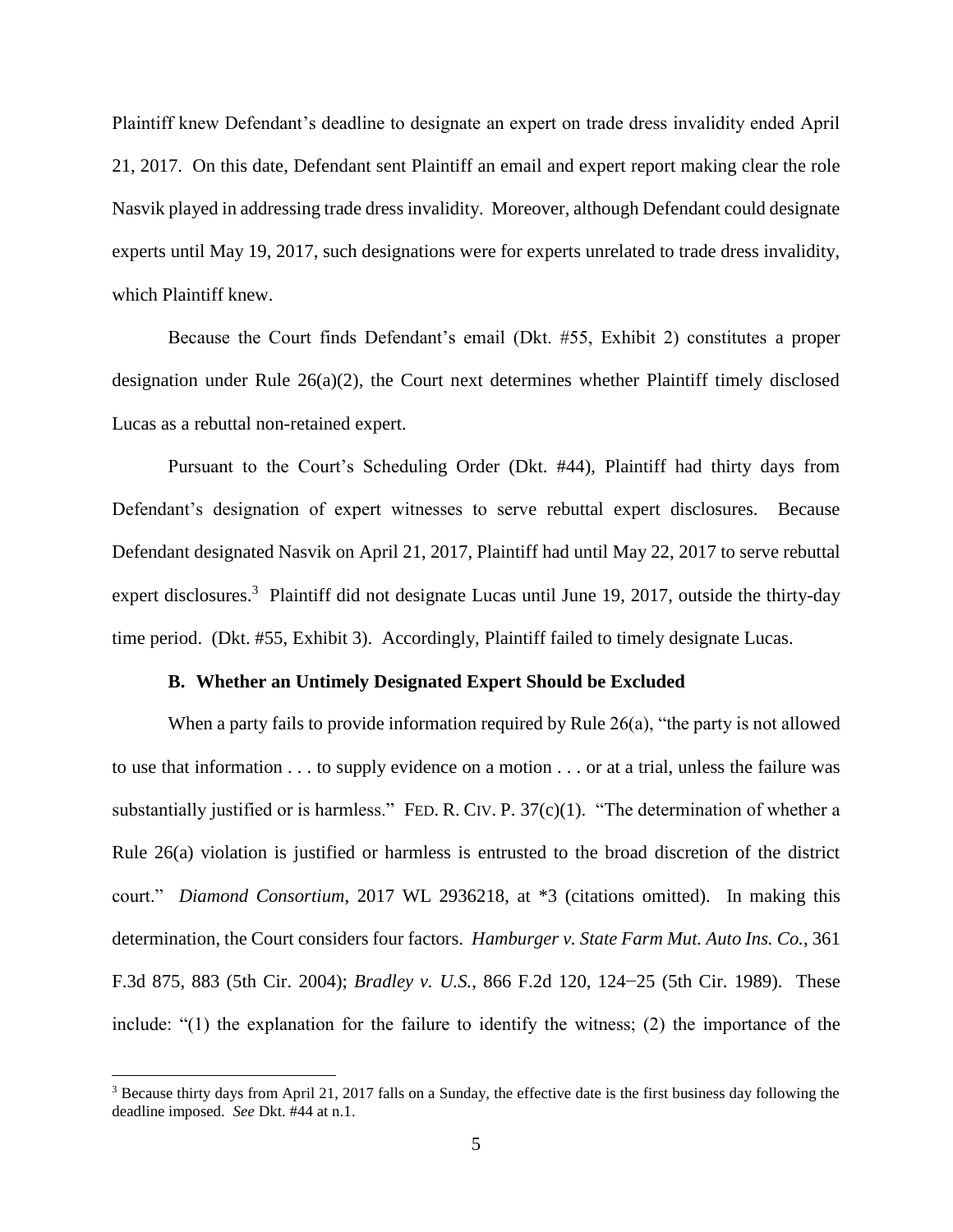Plaintiff knew Defendant's deadline to designate an expert on trade dress invalidity ended April 21, 2017. On this date, Defendant sent Plaintiff an email and expert report making clear the role Nasvik played in addressing trade dress invalidity. Moreover, although Defendant could designate experts until May 19, 2017, such designations were for experts unrelated to trade dress invalidity, which Plaintiff knew.

Because the Court finds Defendant's email (Dkt. #55, Exhibit 2) constitutes a proper designation under Rule 26(a)(2), the Court next determines whether Plaintiff timely disclosed Lucas as a rebuttal non-retained expert.

Pursuant to the Court's Scheduling Order (Dkt. #44), Plaintiff had thirty days from Defendant's designation of expert witnesses to serve rebuttal expert disclosures. Because Defendant designated Nasvik on April 21, 2017, Plaintiff had until May 22, 2017 to serve rebuttal expert disclosures.[3] Plaintiff did not designate Lucas until June 19, 2017, outside the thirty-day time period. (Dkt. #55, Exhibit 3). Accordingly, Plaintiff failed to timely designate Lucas.

### B. Whether an Untimely Designated Expert Should be Excluded

When a party fails to provide information required by Rule 26(a), "the party is not allowed to use that information . . . to supply evidence on a motion . . . or at a trial, unless the failure was substantially justified or is harmless." FED. R. CIV. P. 37(c)(1). "The determination of whether a Rule 26(a) violation is justified or harmless is entrusted to the broad discretion of the district court." *Diamond Consortium*, 2017 WL 2936218, at \*3 (citations omitted). In making this determination, the Court considers four factors. *Hamburger v. State Farm Mut. Auto Ins. Co.*, 361 F.3d 875, 883 (5th Cir. 2004); *Bradley v. U.S.*, 866 F.2d 120, 124−25 (5th Cir. 1989). These include: "(1) the explanation for the failure to identify the witness; (2) the importance of the

---

[3] Because thirty days from April 21, 2017 falls on a Sunday, the effective date is the first business day following the deadline imposed. *See* Dkt. #44 at n.1.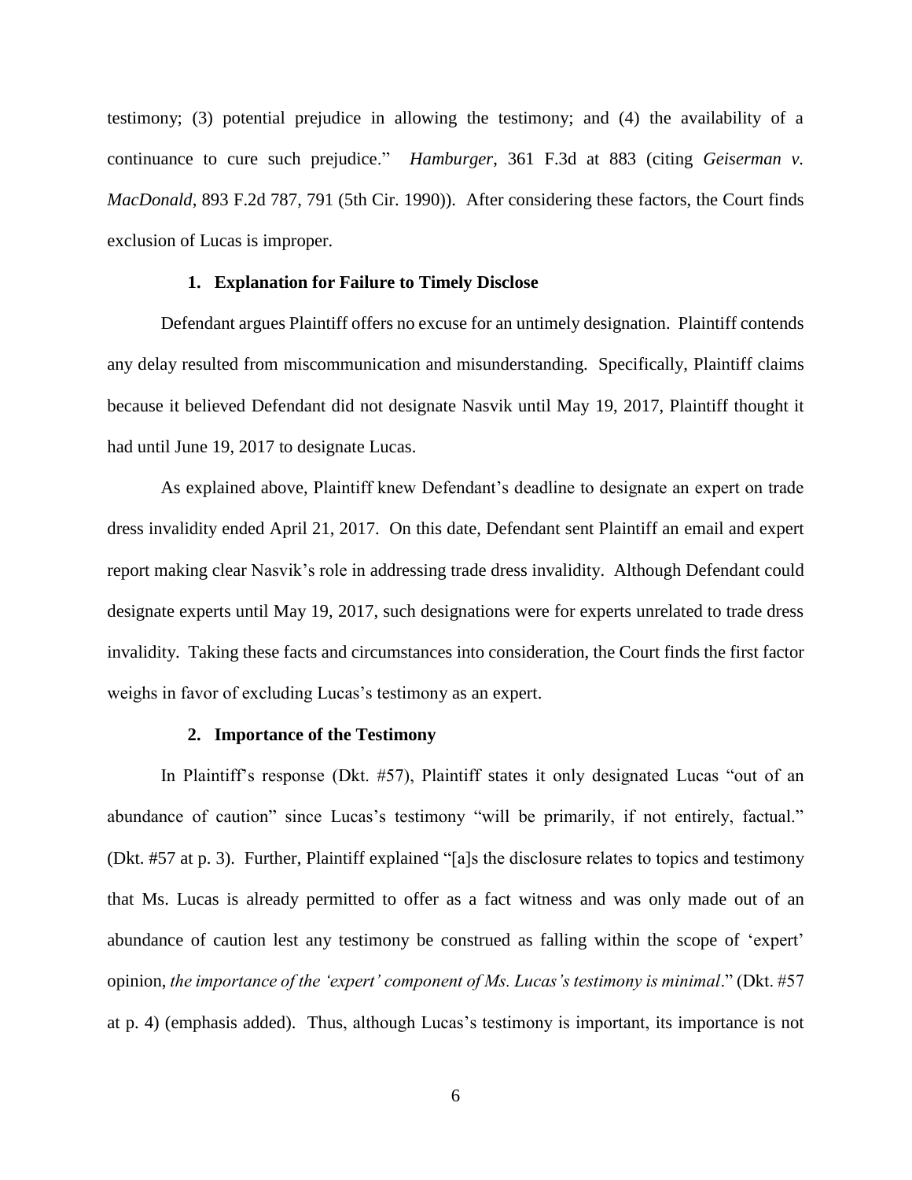testimony; (3) potential prejudice in allowing the testimony; and (4) the availability of a continuance to cure such prejudice." *Hamburger*, 361 F.3d at 883 (citing *Geiserman v. MacDonald*, 893 F.2d 787, 791 (5th Cir. 1990)). After considering these factors, the Court finds exclusion of Lucas is improper.

### 1. Explanation for Failure to Timely Disclose

Defendant argues Plaintiff offers no excuse for an untimely designation. Plaintiff contends any delay resulted from miscommunication and misunderstanding. Specifically, Plaintiff claims because it believed Defendant did not designate Nasvik until May 19, 2017, Plaintiff thought it had until June 19, 2017 to designate Lucas.

As explained above, Plaintiff knew Defendant's deadline to designate an expert on trade dress invalidity ended April 21, 2017. On this date, Defendant sent Plaintiff an email and expert report making clear Nasvik's role in addressing trade dress invalidity. Although Defendant could designate experts until May 19, 2017, such designations were for experts unrelated to trade dress invalidity. Taking these facts and circumstances into consideration, the Court finds the first factor weighs in favor of excluding Lucas's testimony as an expert.

### 2. Importance of the Testimony

In Plaintiff's response (Dkt. #57), Plaintiff states it only designated Lucas "out of an abundance of caution" since Lucas's testimony "will be primarily, if not entirely, factual." (Dkt. #57 at p. 3). Further, Plaintiff explained "[a]s the disclosure relates to topics and testimony that Ms. Lucas is already permitted to offer as a fact witness and was only made out of an abundance of caution lest any testimony be construed as falling within the scope of 'expert' opinion, *the importance of the 'expert' component of Ms. Lucas's testimony is minimal*." (Dkt. #57 at p. 4) (emphasis added). Thus, although Lucas's testimony is important, its importance is not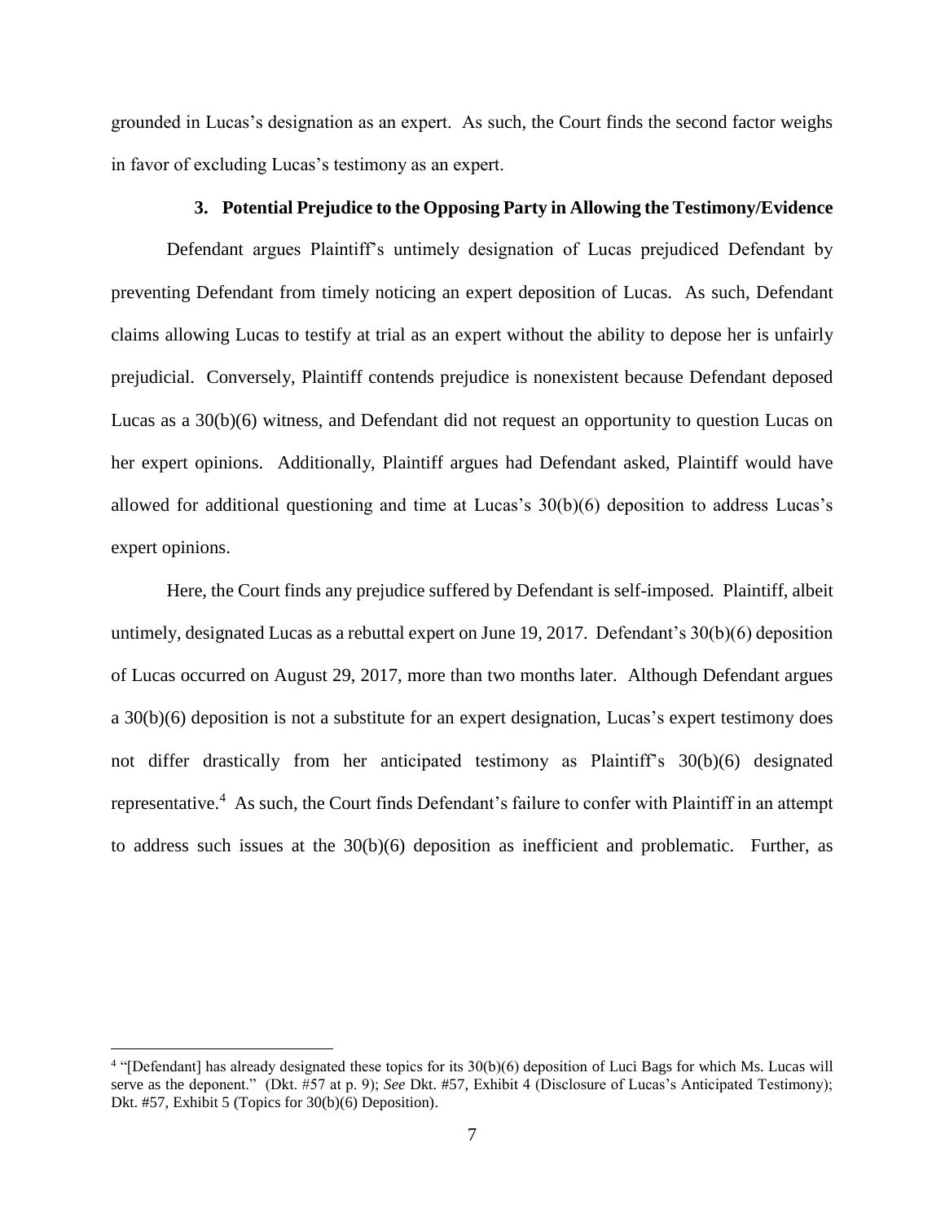grounded in Lucas's designation as an expert. As such, the Court finds the second factor weighs in favor of excluding Lucas's testimony as an expert.

### 3. Potential Prejudice to the Opposing Party in Allowing the Testimony/Evidence

Defendant argues Plaintiff's untimely designation of Lucas prejudiced Defendant by preventing Defendant from timely noticing an expert deposition of Lucas. As such, Defendant claims allowing Lucas to testify at trial as an expert without the ability to depose her is unfairly prejudicial. Conversely, Plaintiff contends prejudice is nonexistent because Defendant deposed Lucas as a 30(b)(6) witness, and Defendant did not request an opportunity to question Lucas on her expert opinions. Additionally, Plaintiff argues had Defendant asked, Plaintiff would have allowed for additional questioning and time at Lucas's 30(b)(6) deposition to address Lucas's expert opinions.

Here, the Court finds any prejudice suffered by Defendant is self-imposed. Plaintiff, albeit untimely, designated Lucas as a rebuttal expert on June 19, 2017. Defendant's 30(b)(6) deposition of Lucas occurred on August 29, 2017, more than two months later. Although Defendant argues a 30(b)(6) deposition is not a substitute for an expert designation, Lucas's expert testimony does not differ drastically from her anticipated testimony as Plaintiff's 30(b)(6) designated representative.[4] As such, the Court finds Defendant's failure to confer with Plaintiff in an attempt to address such issues at the 30(b)(6) deposition as inefficient and problematic. Further, as

---

[4] "[Defendant] has already designated these topics for its 30(b)(6) deposition of Luci Bags for which Ms. Lucas will serve as the deponent." (Dkt. #57 at p. 9); *See* Dkt. #57, Exhibit 4 (Disclosure of Lucas's Anticipated Testimony); Dkt. #57, Exhibit 5 (Topics for 30(b)(6) Deposition).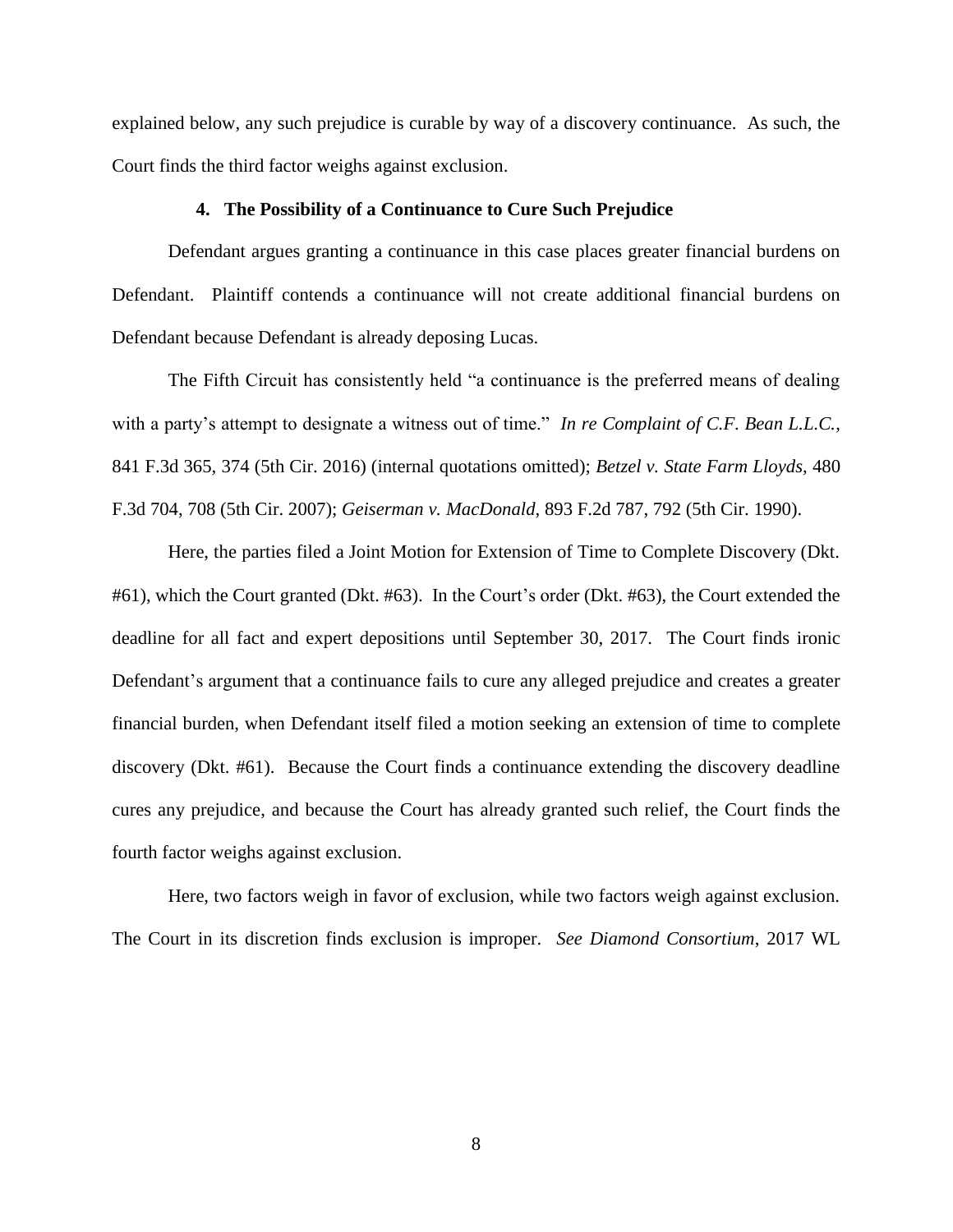explained below, any such prejudice is curable by way of a discovery continuance. As such, the Court finds the third factor weighs against exclusion.

#### 4. The Possibility of a Continuance to Cure Such Prejudice

Defendant argues granting a continuance in this case places greater financial burdens on Defendant. Plaintiff contends a continuance will not create additional financial burdens on Defendant because Defendant is already deposing Lucas.

The Fifth Circuit has consistently held "a continuance is the preferred means of dealing with a party's attempt to designate a witness out of time." *In re Complaint of C.F. Bean L.L.C.*, 841 F.3d 365, 374 (5th Cir. 2016) (internal quotations omitted); *Betzel v. State Farm Lloyds*, 480 F.3d 704, 708 (5th Cir. 2007); *Geiserman v. MacDonald*, 893 F.2d 787, 792 (5th Cir. 1990).

Here, the parties filed a Joint Motion for Extension of Time to Complete Discovery (Dkt. #61), which the Court granted (Dkt. #63). In the Court's order (Dkt. #63), the Court extended the deadline for all fact and expert depositions until September 30, 2017. The Court finds ironic Defendant's argument that a continuance fails to cure any alleged prejudice and creates a greater financial burden, when Defendant itself filed a motion seeking an extension of time to complete discovery (Dkt. #61). Because the Court finds a continuance extending the discovery deadline cures any prejudice, and because the Court has already granted such relief, the Court finds the fourth factor weighs against exclusion.

Here, two factors weigh in favor of exclusion, while two factors weigh against exclusion. The Court in its discretion finds exclusion is improper. *See Diamond Consortium*, 2017 WL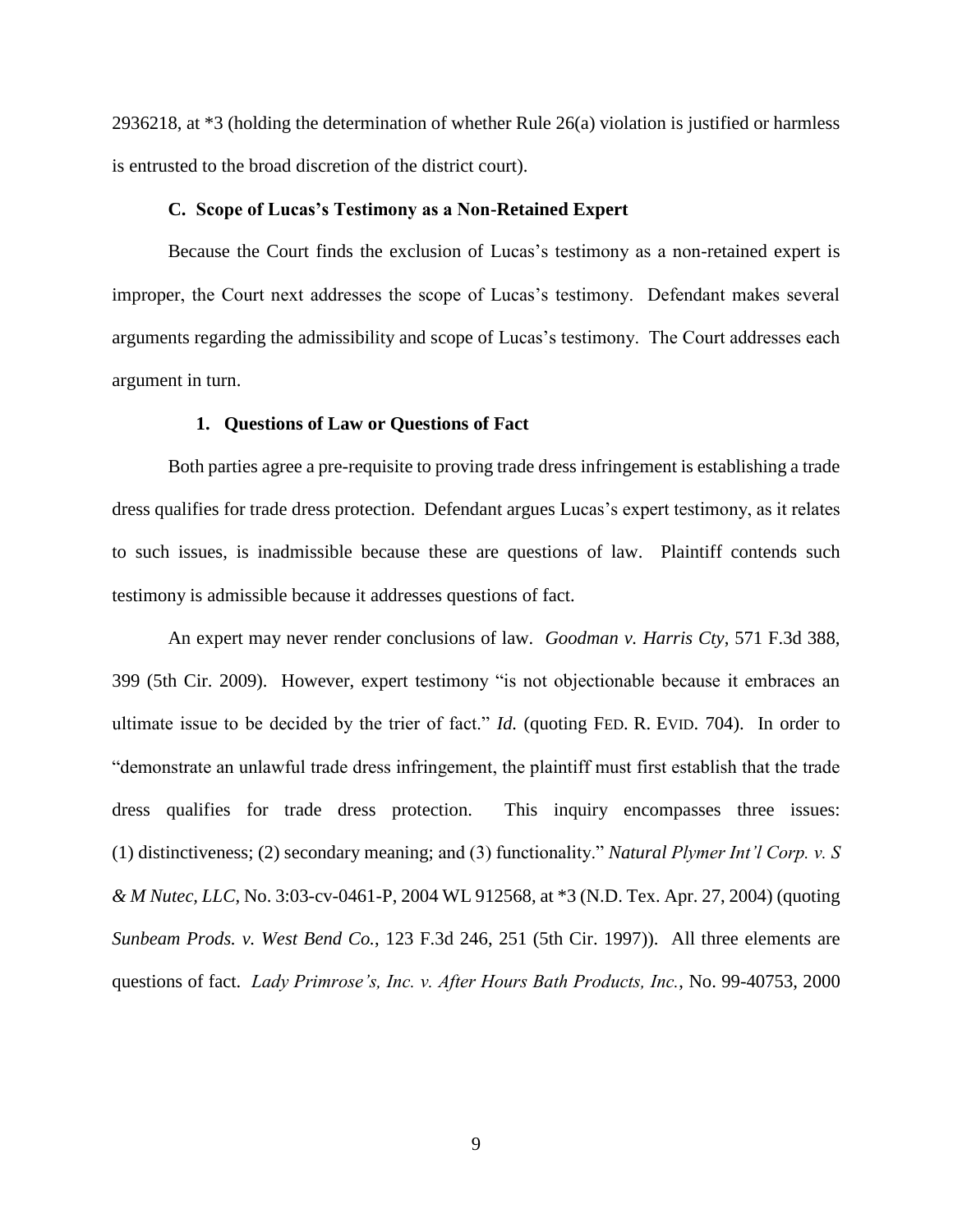2936218, at *3 (holding the determination of whether Rule 26(a) violation is justified or harmless is entrusted to the broad discretion of the district court).

### C. Scope of Lucas's Testimony as a Non-Retained Expert

Because the Court finds the exclusion of Lucas's testimony as a non-retained expert is improper, the Court next addresses the scope of Lucas's testimony. Defendant makes several arguments regarding the admissibility and scope of Lucas's testimony. The Court addresses each argument in turn.

#### 1. Questions of Law or Questions of Fact

Both parties agree a pre-requisite to proving trade dress infringement is establishing a trade dress qualifies for trade dress protection. Defendant argues Lucas's expert testimony, as it relates to such issues, is inadmissible because these are questions of law. Plaintiff contends such testimony is admissible because it addresses questions of fact.

An expert may never render conclusions of law. *Goodman v. Harris Cty*, 571 F.3d 388, 399 (5th Cir. 2009). However, expert testimony "is not objectionable because it embraces an ultimate issue to be decided by the trier of fact." *Id.* (quoting FED. R. EVID. 704). In order to "demonstrate an unlawful trade dress infringement, the plaintiff must first establish that the trade dress qualifies for trade dress protection. This inquiry encompasses three issues: (1) distinctiveness; (2) secondary meaning; and (3) functionality." *Natural Plymer Int'l Corp. v. S & M Nutec, LLC*, No. 3:03-cv-0461-P, 2004 WL 912568, at *3 (N.D. Tex. Apr. 27, 2004) (quoting *Sunbeam Prods. v. West Bend Co.*, 123 F.3d 246, 251 (5th Cir. 1997)). All three elements are questions of fact. *Lady Primrose's, Inc. v. After Hours Bath Products, Inc.*, No. 99-40753, 2000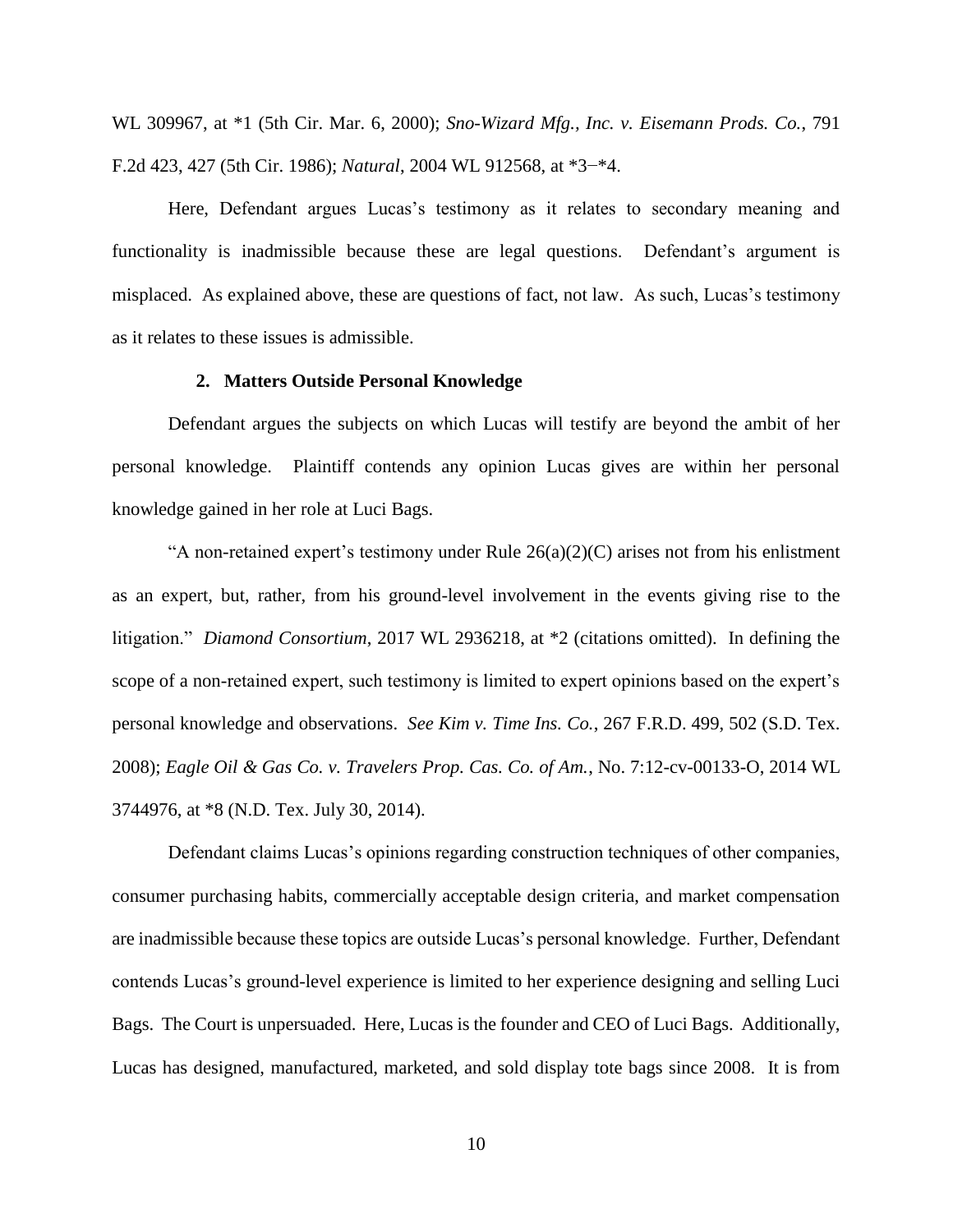WL 309967, at *1 (5th Cir. Mar. 6, 2000); *Sno-Wizard Mfg., Inc. v. Eisemann Prods. Co.*, 791 F.2d 423, 427 (5th Cir. 1986); *Natural*, 2004 WL 912568, at *3−*4.

Here, Defendant argues Lucas's testimony as it relates to secondary meaning and functionality is inadmissible because these are legal questions. Defendant's argument is misplaced. As explained above, these are questions of fact, not law. As such, Lucas's testimony as it relates to these issues is admissible.

#### 2. Matters Outside Personal Knowledge

Defendant argues the subjects on which Lucas will testify are beyond the ambit of her personal knowledge. Plaintiff contends any opinion Lucas gives are within her personal knowledge gained in her role at Luci Bags.

"A non-retained expert's testimony under Rule 26(a)(2)(C) arises not from his enlistment as an expert, but, rather, from his ground-level involvement in the events giving rise to the litigation." *Diamond Consortium*, 2017 WL 2936218, at *2 (citations omitted). In defining the scope of a non-retained expert, such testimony is limited to expert opinions based on the expert's personal knowledge and observations. *See Kim v. Time Ins. Co.*, 267 F.R.D. 499, 502 (S.D. Tex. 2008); *Eagle Oil & Gas Co. v. Travelers Prop. Cas. Co. of Am.*, No. 7:12-cv-00133-O, 2014 WL 3744976, at *8 (N.D. Tex. July 30, 2014).

Defendant claims Lucas's opinions regarding construction techniques of other companies, consumer purchasing habits, commercially acceptable design criteria, and market compensation are inadmissible because these topics are outside Lucas's personal knowledge. Further, Defendant contends Lucas's ground-level experience is limited to her experience designing and selling Luci Bags. The Court is unpersuaded. Here, Lucas is the founder and CEO of Luci Bags. Additionally, Lucas has designed, manufactured, marketed, and sold display tote bags since 2008. It is from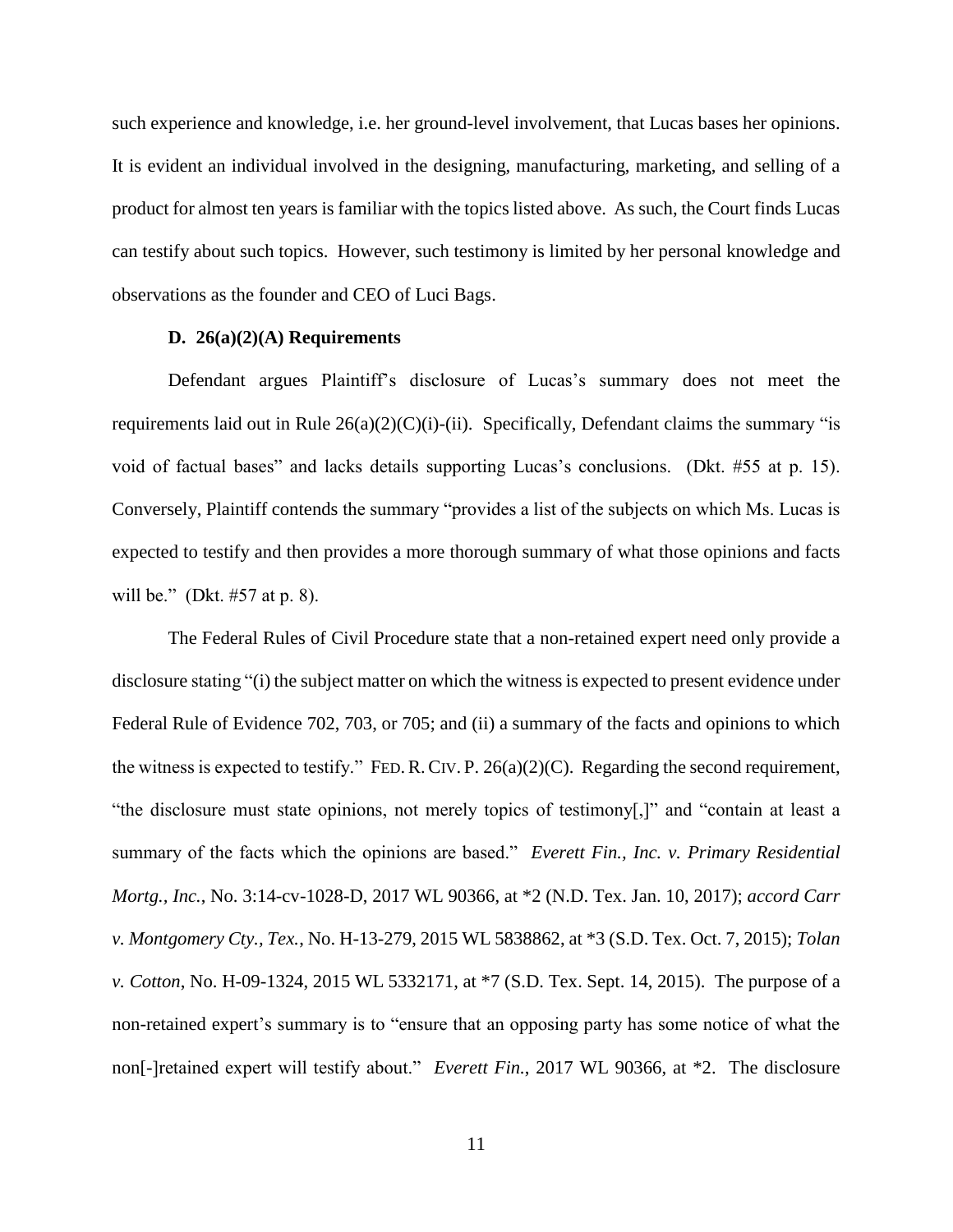such experience and knowledge, i.e. her ground-level involvement, that Lucas bases her opinions. It is evident an individual involved in the designing, manufacturing, marketing, and selling of a product for almost ten years is familiar with the topics listed above. As such, the Court finds Lucas can testify about such topics. However, such testimony is limited by her personal knowledge and observations as the founder and CEO of Luci Bags.

**D. 26(a)(2)(A) Requirements**

Defendant argues Plaintiff's disclosure of Lucas's summary does not meet the requirements laid out in Rule 26(a)(2)(C)(i)-(ii). Specifically, Defendant claims the summary "is void of factual bases" and lacks details supporting Lucas's conclusions. (Dkt. #55 at p. 15). Conversely, Plaintiff contends the summary "provides a list of the subjects on which Ms. Lucas is expected to testify and then provides a more thorough summary of what those opinions and facts will be." (Dkt. #57 at p. 8).

The Federal Rules of Civil Procedure state that a non-retained expert need only provide a disclosure stating "(i) the subject matter on which the witness is expected to present evidence under Federal Rule of Evidence 702, 703, or 705; and (ii) a summary of the facts and opinions to which the witness is expected to testify." FED. R. CIV. P. 26(a)(2)(C). Regarding the second requirement, "the disclosure must state opinions, not merely topics of testimony[,]" and "contain at least a summary of the facts which the opinions are based." *Everett Fin., Inc. v. Primary Residential Mortg., Inc.*, No. 3:14-cv-1028-D, 2017 WL 90366, at *2 (N.D. Tex. Jan. 10, 2017); *accord Carr v. Montgomery Cty., Tex.*, No. H-13-279, 2015 WL 5838862, at *3 (S.D. Tex. Oct. 7, 2015); *Tolan v. Cotton*, No. H-09-1324, 2015 WL 5332171, at *7 (S.D. Tex. Sept. 14, 2015). The purpose of a non-retained expert's summary is to "ensure that an opposing party has some notice of what the non[-]retained expert will testify about." *Everett Fin.*, 2017 WL 90366, at *2. The disclosure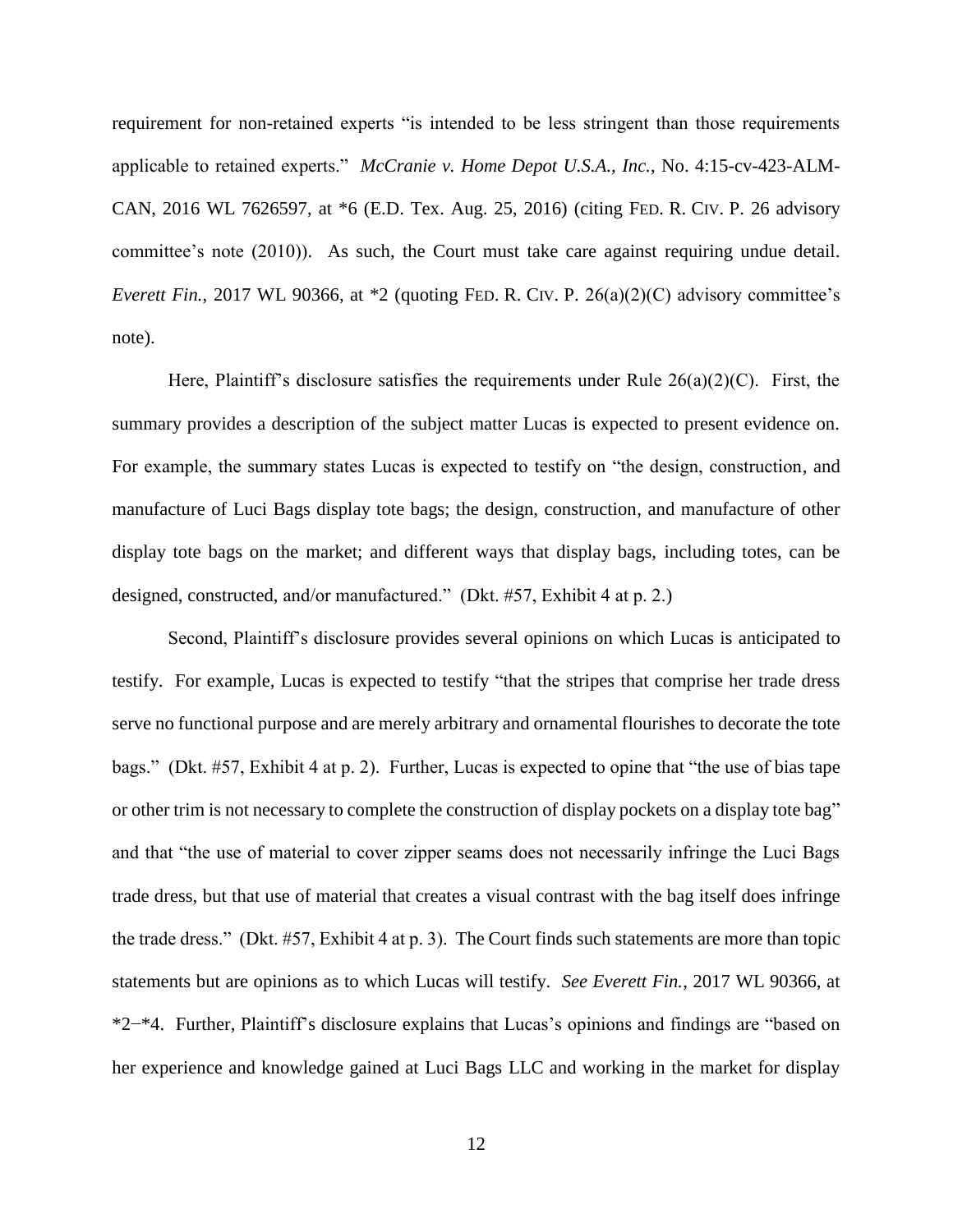requirement for non-retained experts "is intended to be less stringent than those requirements applicable to retained experts." *McCranie v. Home Depot U.S.A., Inc.*, No. 4:15-cv-423-ALM-CAN, 2016 WL 7626597, at *6 (E.D. Tex. Aug. 25, 2016) (citing FED. R. CIV. P. 26 advisory committee's note (2010)). As such, the Court must take care against requiring undue detail. *Everett Fin.*, 2017 WL 90366, at *2 (quoting FED. R. CIV. P. 26(a)(2)(C) advisory committee's note).

Here, Plaintiff's disclosure satisfies the requirements under Rule 26(a)(2)(C). First, the summary provides a description of the subject matter Lucas is expected to present evidence on. For example, the summary states Lucas is expected to testify on "the design, construction, and manufacture of Luci Bags display tote bags; the design, construction, and manufacture of other display tote bags on the market; and different ways that display bags, including totes, can be designed, constructed, and/or manufactured." (Dkt. #57, Exhibit 4 at p. 2.)

Second, Plaintiff's disclosure provides several opinions on which Lucas is anticipated to testify. For example, Lucas is expected to testify "that the stripes that comprise her trade dress serve no functional purpose and are merely arbitrary and ornamental flourishes to decorate the tote bags." (Dkt. #57, Exhibit 4 at p. 2). Further, Lucas is expected to opine that "the use of bias tape or other trim is not necessary to complete the construction of display pockets on a display tote bag" and that "the use of material to cover zipper seams does not necessarily infringe the Luci Bags trade dress, but that use of material that creates a visual contrast with the bag itself does infringe the trade dress." (Dkt. #57, Exhibit 4 at p. 3). The Court finds such statements are more than topic statements but are opinions as to which Lucas will testify. *See Everett Fin.*, 2017 WL 90366, at *2–*4. Further, Plaintiff's disclosure explains that Lucas's opinions and findings are "based on her experience and knowledge gained at Luci Bags LLC and working in the market for display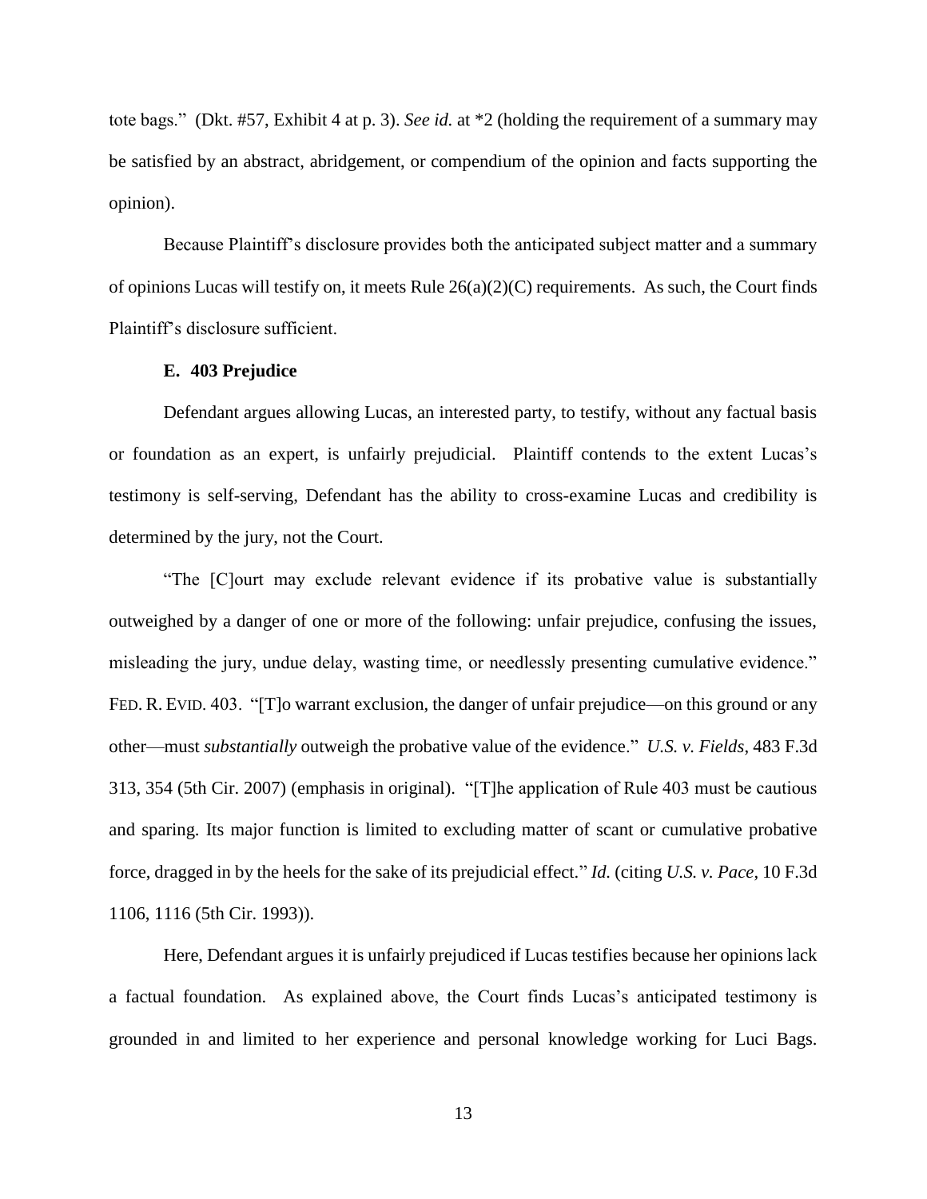tote bags." (Dkt. #57, Exhibit 4 at p. 3). *See id.* at *2 (holding the requirement of a summary may be satisfied by an abstract, abridgement, or compendium of the opinion and facts supporting the opinion).

Because Plaintiff's disclosure provides both the anticipated subject matter and a summary of opinions Lucas will testify on, it meets Rule 26(a)(2)(C) requirements. As such, the Court finds Plaintiff's disclosure sufficient.

### E. 403 Prejudice

Defendant argues allowing Lucas, an interested party, to testify, without any factual basis or foundation as an expert, is unfairly prejudicial. Plaintiff contends to the extent Lucas's testimony is self-serving, Defendant has the ability to cross-examine Lucas and credibility is determined by the jury, not the Court.

"The [C]ourt may exclude relevant evidence if its probative value is substantially outweighed by a danger of one or more of the following: unfair prejudice, confusing the issues, misleading the jury, undue delay, wasting time, or needlessly presenting cumulative evidence." FED. R. EVID. 403. "[T]o warrant exclusion, the danger of unfair prejudice—on this ground or any other—must *substantially* outweigh the probative value of the evidence." *U.S. v. Fields*, 483 F.3d 313, 354 (5th Cir. 2007) (emphasis in original). "[T]he application of Rule 403 must be cautious and sparing. Its major function is limited to excluding matter of scant or cumulative probative force, dragged in by the heels for the sake of its prejudicial effect." *Id.* (citing *U.S. v. Pace*, 10 F.3d 1106, 1116 (5th Cir. 1993)).

Here, Defendant argues it is unfairly prejudiced if Lucas testifies because her opinions lack a factual foundation. As explained above, the Court finds Lucas's anticipated testimony is grounded in and limited to her experience and personal knowledge working for Luci Bags.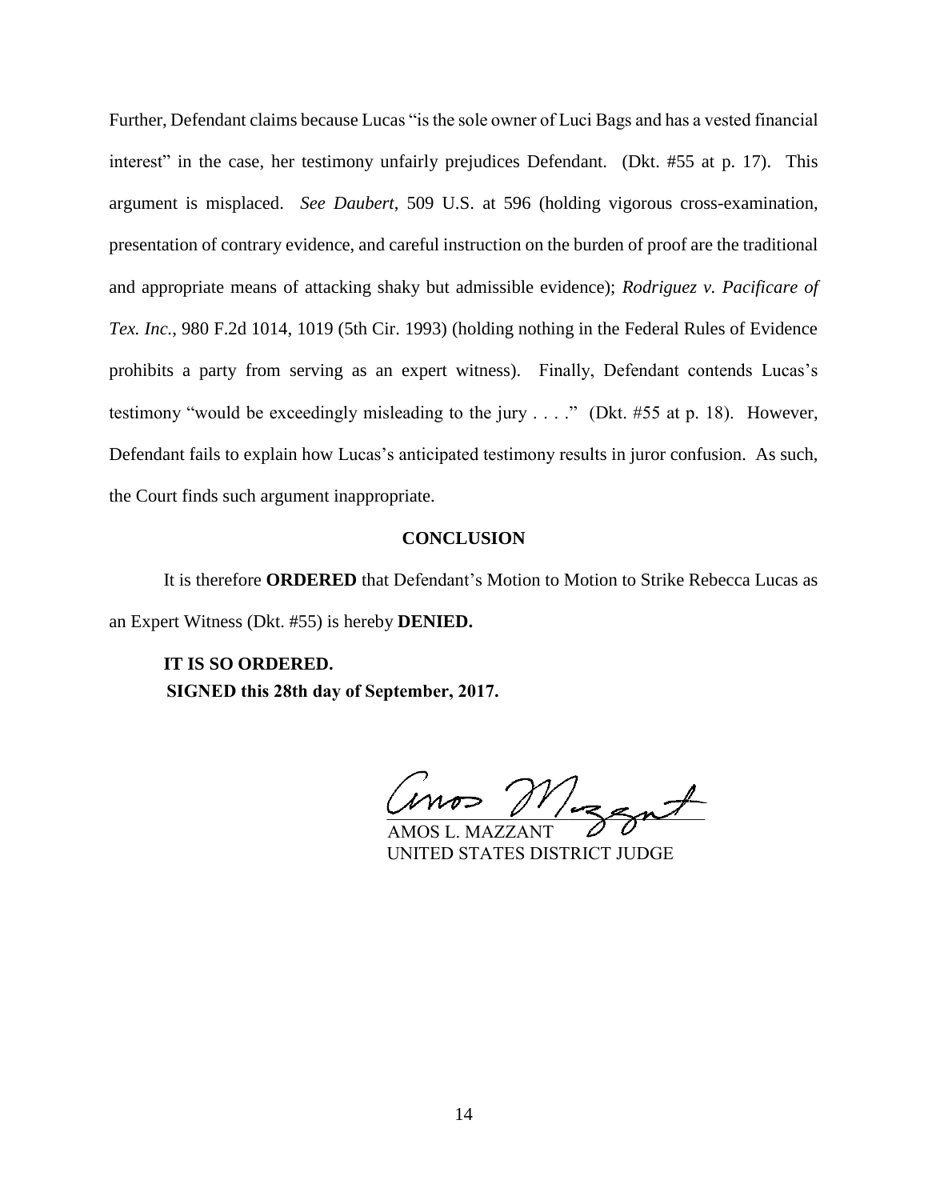Further, Defendant claims because Lucas "is the sole owner of Luci Bags and has a vested financial interest" in the case, her testimony unfairly prejudices Defendant. (Dkt. #55 at p. 17). This argument is misplaced. *See Daubert*, 509 U.S. at 596 (holding vigorous cross-examination, presentation of contrary evidence, and careful instruction on the burden of proof are the traditional and appropriate means of attacking shaky but admissible evidence); *Rodriguez v. Pacificare of Tex. Inc.*, 980 F.2d 1014, 1019 (5th Cir. 1993) (holding nothing in the Federal Rules of Evidence prohibits a party from serving as an expert witness). Finally, Defendant contends Lucas's testimony "would be exceedingly misleading to the jury . . . ." (Dkt. #55 at p. 18). However, Defendant fails to explain how Lucas's anticipated testimony results in juror confusion. As such, the Court finds such argument inappropriate.

## CONCLUSION

It is therefore **ORDERED** that Defendant's Motion to Motion to Strike Rebecca Lucas as an Expert Witness (Dkt. #55) is hereby **DENIED.**

**IT IS SO ORDERED.**

**SIGNED this 28th day of September, 2017.**

AMOS L. MAZZANT
UNITED STATES DISTRICT JUDGE